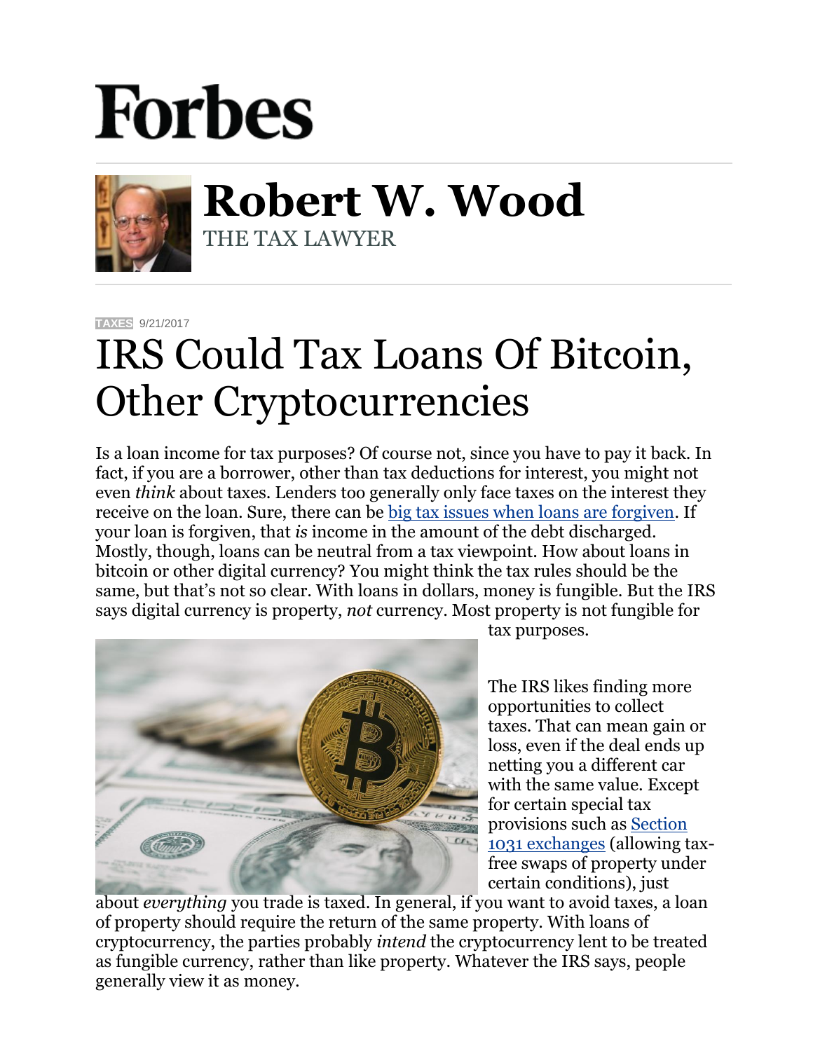# Forbes

## Robert W. Wood

THE TAX LAWYER

TAXES 9/21/2017

# IRS Could Tax Loans Of Bitcoin, Other Cryptocurrencies

Is a loan income for tax purposes? Of course not, since you have to pay it back. In fact, if you are a borrower, other than tax deductions for interest, you might not even *think* about taxes. Lenders too generally only face taxes on the interest they receive on the loan. Sure, there can be big tax issues when loans are forgiven. If your loan is forgiven, that *is* income in the amount of the debt discharged. Mostly, though, loans can be neutral from a tax viewpoint. How about loans in bitcoin or other digital currency? You might think the tax rules should be the same, but that's not so clear. With loans in dollars, money is fungible. But the IRS says digital currency is property, *not* currency. Most property is not fungible for tax purposes.

The IRS likes finding more opportunities to collect taxes. That can mean gain or loss, even if the deal ends up netting you a different car with the same value. Except for certain special tax provisions such as Section 1031 exchanges (allowing tax-free swaps of property under certain conditions), just about *everything* you trade is taxed. In general, if you want to avoid taxes, a loan of property should require the return of the same property. With loans of cryptocurrency, the parties probably *intend* the cryptocurrency lent to be treated as fungible currency, rather than like property. Whatever the IRS says, people generally view it as money.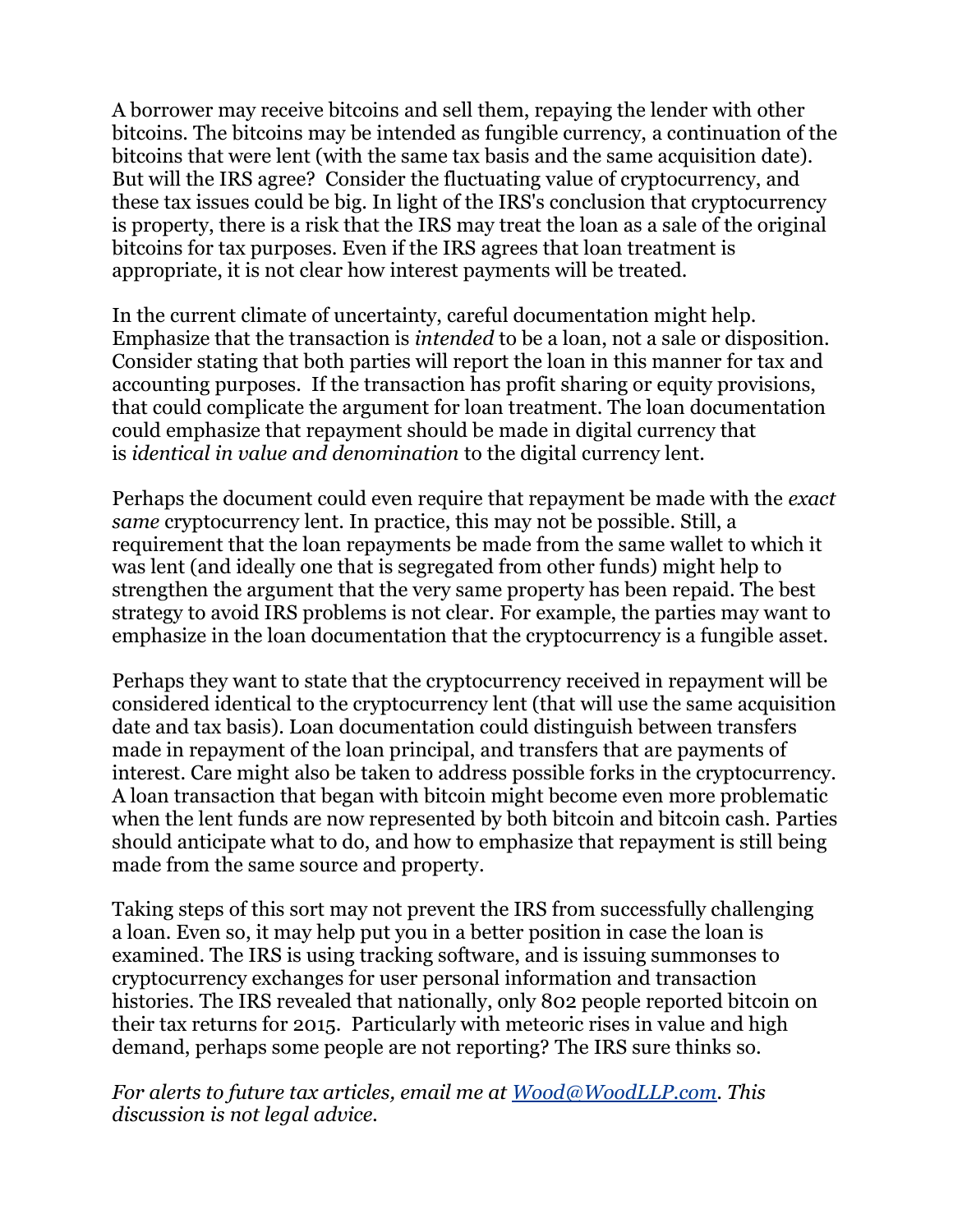A borrower may receive bitcoins and sell them, repaying the lender with other bitcoins. The bitcoins may be intended as fungible currency, a continuation of the bitcoins that were lent (with the same tax basis and the same acquisition date). But will the IRS agree? Consider the fluctuating value of cryptocurrency, and these tax issues could be big. In light of the IRS's conclusion that cryptocurrency is property, there is a risk that the IRS may treat the loan as a sale of the original bitcoins for tax purposes. Even if the IRS agrees that loan treatment is appropriate, it is not clear how interest payments will be treated.

In the current climate of uncertainty, careful documentation might help. Emphasize that the transaction is *intended* to be a loan, not a sale or disposition. Consider stating that both parties will report the loan in this manner for tax and accounting purposes. If the transaction has profit sharing or equity provisions, that could complicate the argument for loan treatment. The loan documentation could emphasize that repayment should be made in digital currency that is *identical in value and denomination* to the digital currency lent.

Perhaps the document could even require that repayment be made with the *exact same* cryptocurrency lent. In practice, this may not be possible. Still, a requirement that the loan repayments be made from the same wallet to which it was lent (and ideally one that is segregated from other funds) might help to strengthen the argument that the very same property has been repaid. The best strategy to avoid IRS problems is not clear. For example, the parties may want to emphasize in the loan documentation that the cryptocurrency is a fungible asset.

Perhaps they want to state that the cryptocurrency received in repayment will be considered identical to the cryptocurrency lent (that will use the same acquisition date and tax basis). Loan documentation could distinguish between transfers made in repayment of the loan principal, and transfers that are payments of interest. Care might also be taken to address possible forks in the cryptocurrency. A loan transaction that began with bitcoin might become even more problematic when the lent funds are now represented by both bitcoin and bitcoin cash. Parties should anticipate what to do, and how to emphasize that repayment is still being made from the same source and property.

Taking steps of this sort may not prevent the IRS from successfully challenging a loan. Even so, it may help put you in a better position in case the loan is examined. The IRS is using tracking software, and is issuing summonses to cryptocurrency exchanges for user personal information and transaction histories. The IRS revealed that nationally, only 802 people reported bitcoin on their tax returns for 2015. Particularly with meteoric rises in value and high demand, perhaps some people are not reporting? The IRS sure thinks so.

*For alerts to future tax articles, email me at [Wood@WoodLLP.com](mailto:Wood@WoodLLP.com). This discussion is not legal advice.*